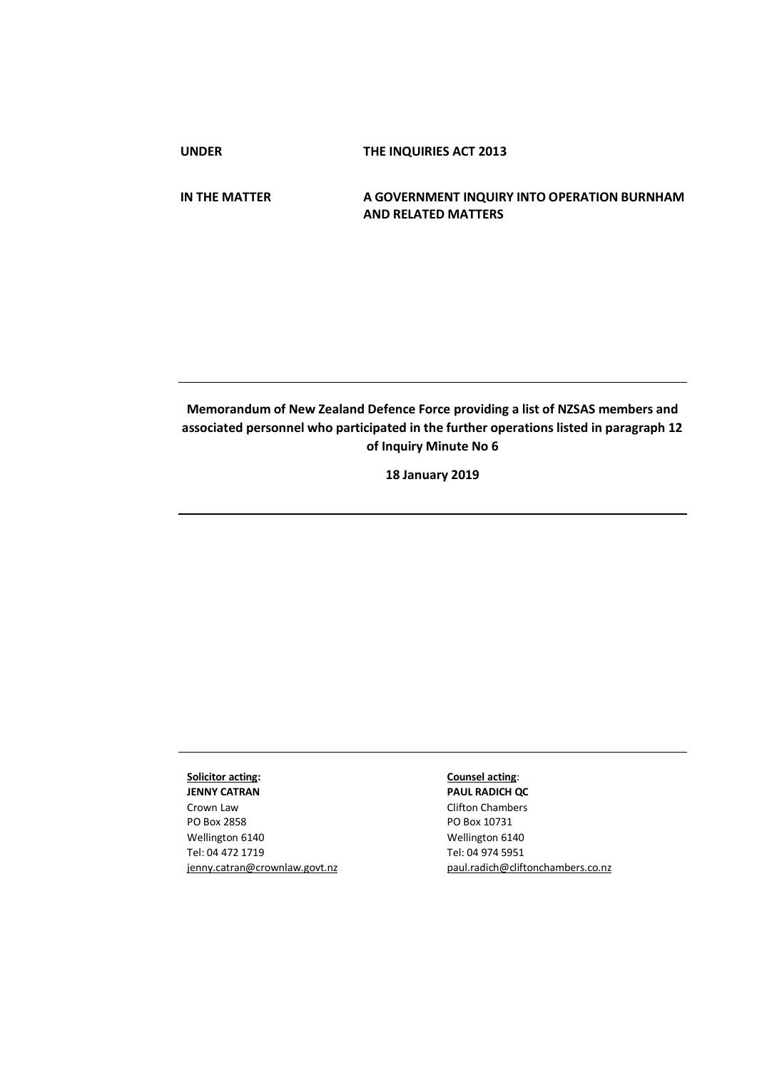**UNDER** **THE INQUIRIES ACT 2013**

**IN THE MATTER** **A GOVERNMENT INQUIRY INTO OPERATION BURNHAM AND RELATED MATTERS**

---

**Memorandum of New Zealand Defence Force providing a list of NZSAS members and associated personnel who participated in the further operations listed in paragraph 12 of Inquiry Minute No 6**

**18 January 2019**

---

---

**Solicitor acting:**
**JENNY CATRAN**
Crown Law
PO Box 2858
Wellington 6140
Tel: 04 472 1719
jenny.catran@crownlaw.govt.nz

**Counsel acting**:
**PAUL RADICH QC**
Clifton Chambers
PO Box 10731
Wellington 6140
Tel: 04 974 5951
paul.radich@cliftonchambers.co.nz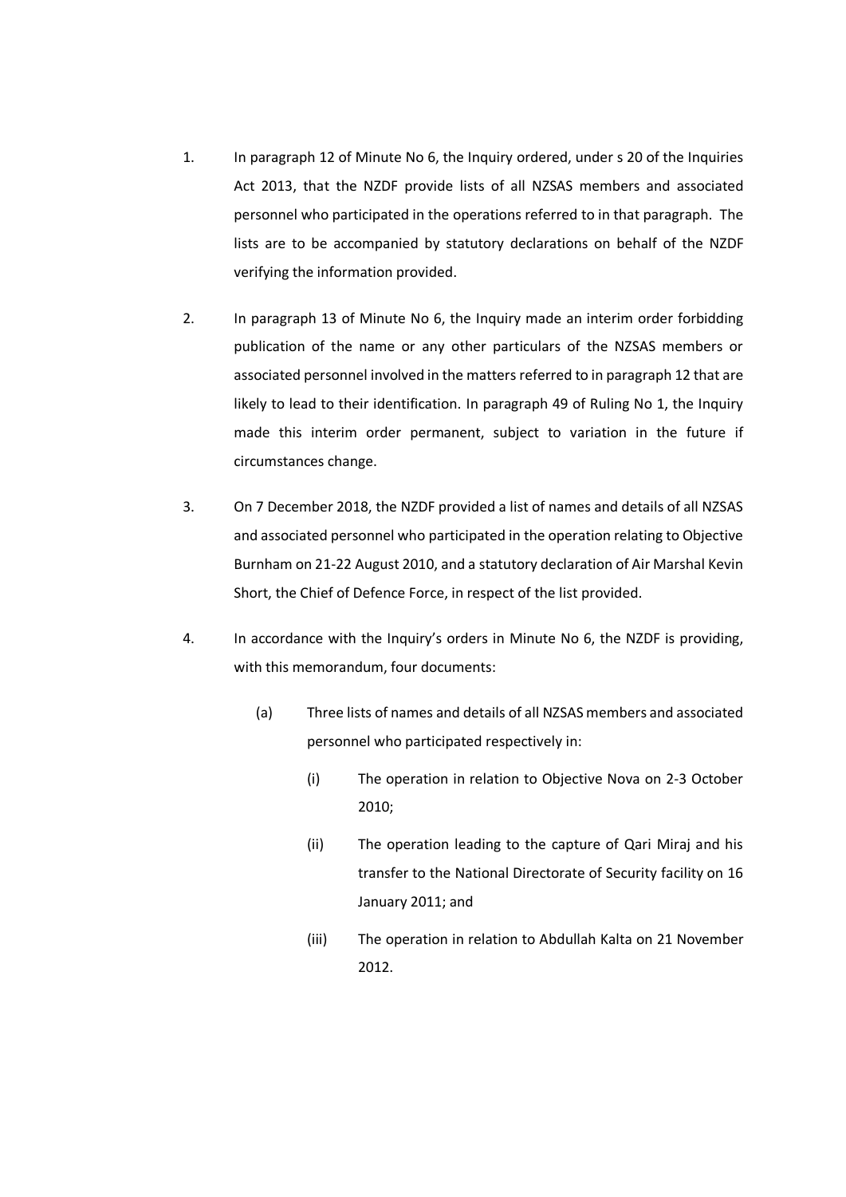1. In paragraph 12 of Minute No 6, the Inquiry ordered, under s 20 of the Inquiries Act 2013, that the NZDF provide lists of all NZSAS members and associated personnel who participated in the operations referred to in that paragraph. The lists are to be accompanied by statutory declarations on behalf of the NZDF verifying the information provided.

2. In paragraph 13 of Minute No 6, the Inquiry made an interim order forbidding publication of the name or any other particulars of the NZSAS members or associated personnel involved in the matters referred to in paragraph 12 that are likely to lead to their identification. In paragraph 49 of Ruling No 1, the Inquiry made this interim order permanent, subject to variation in the future if circumstances change.

3. On 7 December 2018, the NZDF provided a list of names and details of all NZSAS and associated personnel who participated in the operation relating to Objective Burnham on 21-22 August 2010, and a statutory declaration of Air Marshal Kevin Short, the Chief of Defence Force, in respect of the list provided.

4. In accordance with the Inquiry's orders in Minute No 6, the NZDF is providing, with this memorandum, four documents:

   (a) Three lists of names and details of all NZSAS members and associated personnel who participated respectively in:

      (i) The operation in relation to Objective Nova on 2-3 October 2010;

      (ii) The operation leading to the capture of Qari Miraj and his transfer to the National Directorate of Security facility on 16 January 2011; and

      (iii) The operation in relation to Abdullah Kalta on 21 November 2012.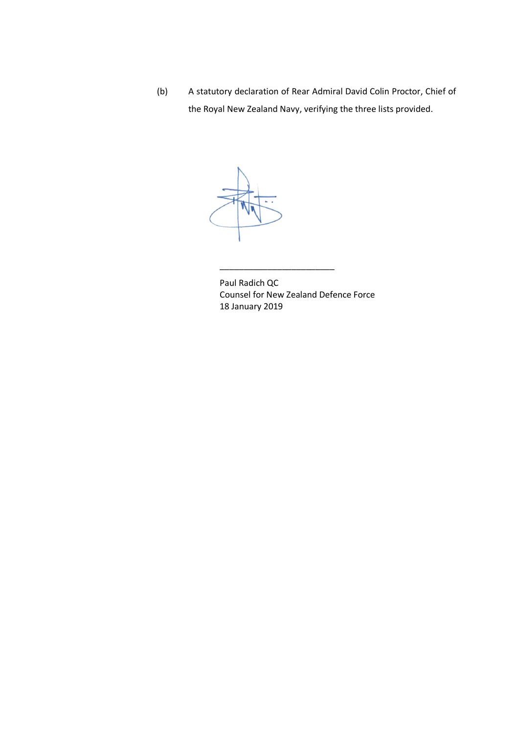(b) A statutory declaration of Rear Admiral David Colin Proctor, Chief of the Royal New Zealand Navy, verifying the three lists provided.

\_\_\_\_\_\_\_\_\_\_\_\_\_\_\_\_\_\_\_\_\_\_\_\_\_

Paul Radich QC
Counsel for New Zealand Defence Force
18 January 2019